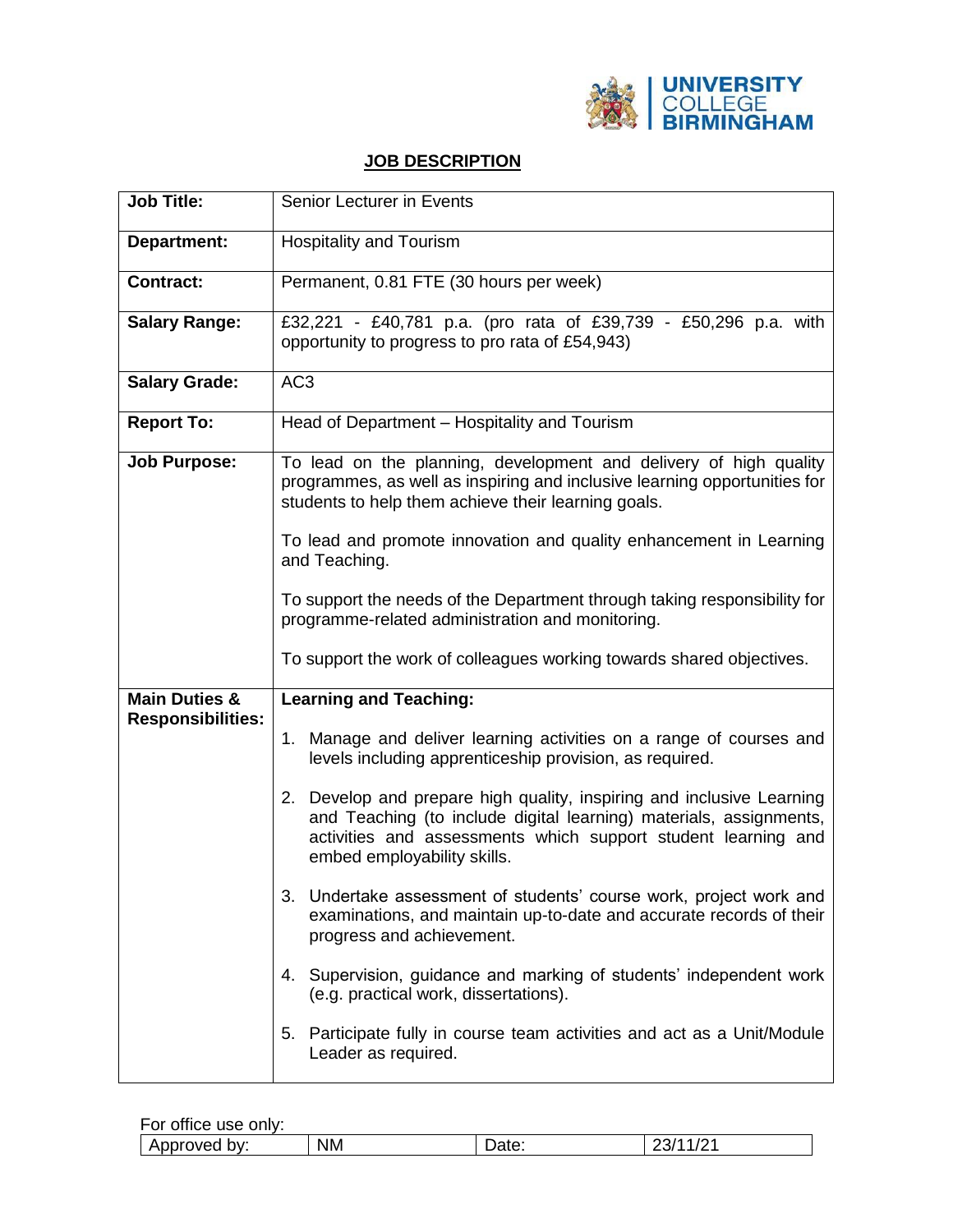UNIVERSITY COLLEGE BIRMINGHAM

# JOB DESCRIPTION

| **Job Title:** | Senior Lecturer in Events |
|---|---|
| **Department:** | Hospitality and Tourism |
| **Contract:** | Permanent, 0.81 FTE (30 hours per week) |
| **Salary Range:** | £32,221 - £40,781 p.a. (pro rata of £39,739 - £50,296 p.a. with opportunity to progress to pro rata of £54,943) |
| **Salary Grade:** | AC3 |
| **Report To:** | Head of Department – Hospitality and Tourism |
| **Job Purpose:** | To lead on the planning, development and delivery of high quality programmes, as well as inspiring and inclusive learning opportunities for students to help them achieve their learning goals.<br><br>To lead and promote innovation and quality enhancement in Learning and Teaching.<br><br>To support the needs of the Department through taking responsibility for programme-related administration and monitoring.<br><br>To support the work of colleagues working towards shared objectives. |
| **Main Duties & Responsibilities:** | **Learning and Teaching:**<br><br>1. Manage and deliver learning activities on a range of courses and levels including apprenticeship provision, as required.<br><br>2. Develop and prepare high quality, inspiring and inclusive Learning and Teaching (to include digital learning) materials, assignments, activities and assessments which support student learning and embed employability skills.<br><br>3. Undertake assessment of students' course work, project work and examinations, and maintain up-to-date and accurate records of their progress and achievement.<br><br>4. Supervision, guidance and marking of students' independent work (e.g. practical work, dissertations).<br><br>5. Participate fully in course team activities and act as a Unit/Module Leader as required. |

For office use only:

| Approved by: | NM | Date: | 23/11/21 |
|---|---|---|---|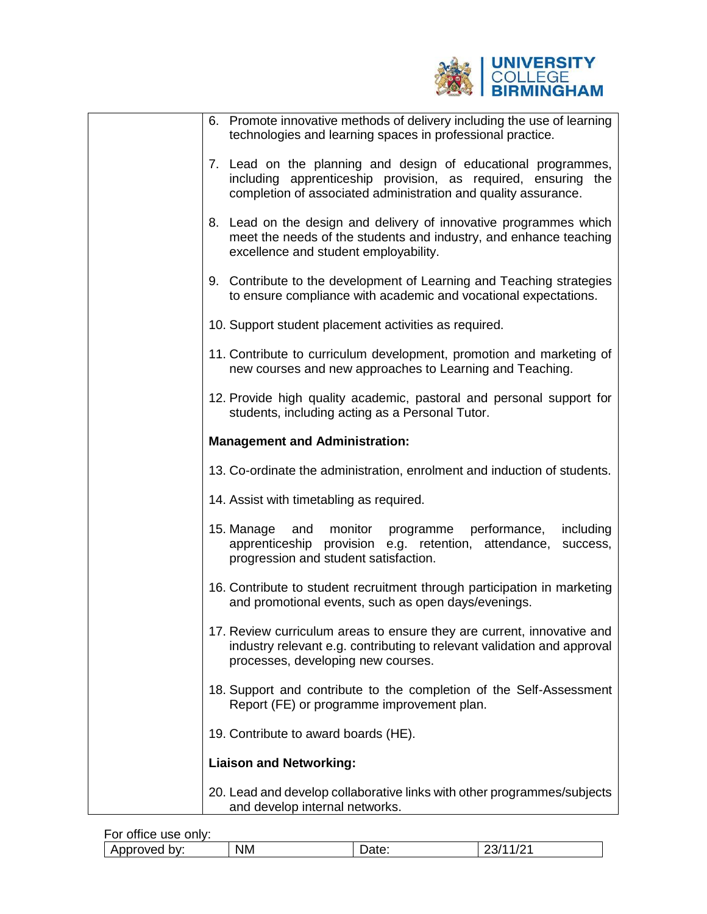| | 6. Promote innovative methods of delivery including the use of learning technologies and learning spaces in professional practice.<br><br>7. Lead on the planning and design of educational programmes, including apprenticeship provision, as required, ensuring the completion of associated administration and quality assurance.<br><br>8. Lead on the design and delivery of innovative programmes which meet the needs of the students and industry, and enhance teaching excellence and student employability.<br><br>9. Contribute to the development of Learning and Teaching strategies to ensure compliance with academic and vocational expectations.<br><br>10. Support student placement activities as required.<br><br>11. Contribute to curriculum development, promotion and marketing of new courses and new approaches to Learning and Teaching.<br><br>12. Provide high quality academic, pastoral and personal support for students, including acting as a Personal Tutor.<br><br>**Management and Administration:**<br><br>13. Co-ordinate the administration, enrolment and induction of students.<br><br>14. Assist with timetabling as required.<br><br>15. Manage and monitor programme performance, including apprenticeship provision e.g. retention, attendance, success, progression and student satisfaction.<br><br>16. Contribute to student recruitment through participation in marketing and promotional events, such as open days/evenings.<br><br>17. Review curriculum areas to ensure they are current, innovative and industry relevant e.g. contributing to relevant validation and approval processes, developing new courses.<br><br>18. Support and contribute to the completion of the Self-Assessment Report (FE) or programme improvement plan.<br><br>19. Contribute to award boards (HE).<br><br>**Liaison and Networking:**<br><br>20. Lead and develop collaborative links with other programmes/subjects and develop internal networks. |
|---|---|

For office use only:

| Approved by: | NM | Date: | 23/11/21 |
|---|---|---|---|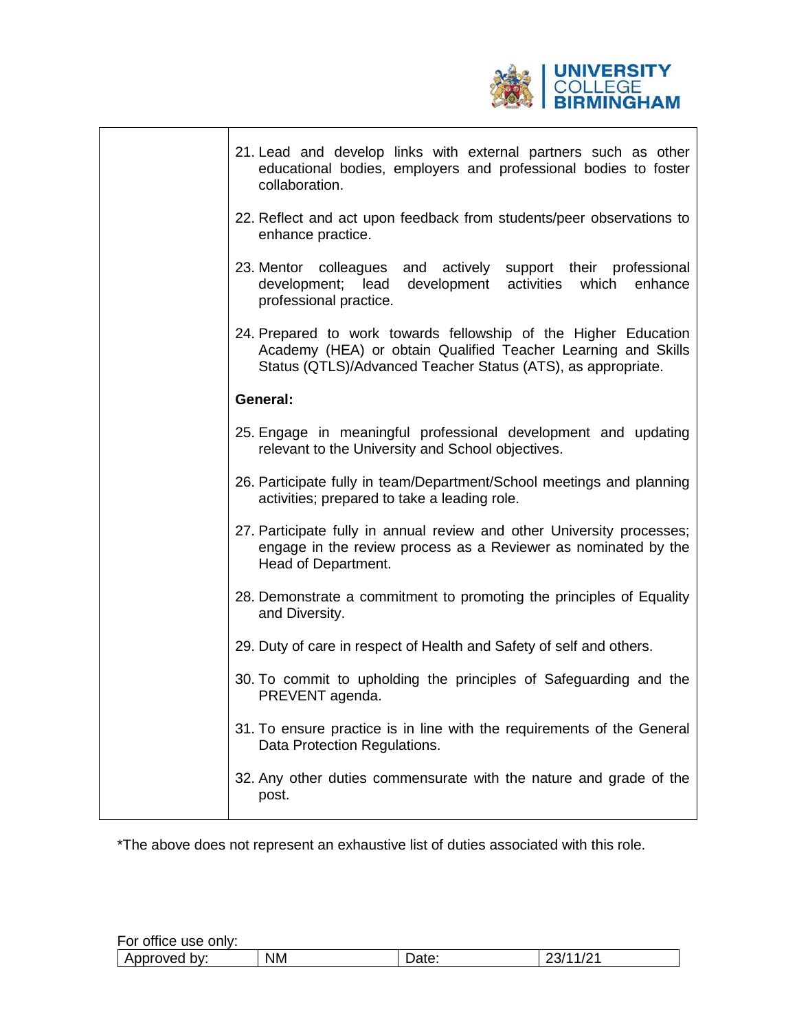| | |
|---|---|
| | 21. Lead and develop links with external partners such as other educational bodies, employers and professional bodies to foster collaboration.<br><br>22. Reflect and act upon feedback from students/peer observations to enhance practice.<br><br>23. Mentor colleagues and actively support their professional development; lead development activities which enhance professional practice.<br><br>24. Prepared to work towards fellowship of the Higher Education Academy (HEA) or obtain Qualified Teacher Learning and Skills Status (QTLS)/Advanced Teacher Status (ATS), as appropriate.<br><br>**General:**<br><br>25. Engage in meaningful professional development and updating relevant to the University and School objectives.<br><br>26. Participate fully in team/Department/School meetings and planning activities; prepared to take a leading role.<br><br>27. Participate fully in annual review and other University processes; engage in the review process as a Reviewer as nominated by the Head of Department.<br><br>28. Demonstrate a commitment to promoting the principles of Equality and Diversity.<br><br>29. Duty of care in respect of Health and Safety of self and others.<br><br>30. To commit to upholding the principles of Safeguarding and the PREVENT agenda.<br><br>31. To ensure practice is in line with the requirements of the General Data Protection Regulations.<br><br>32. Any other duties commensurate with the nature and grade of the post. |

*The above does not represent an exhaustive list of duties associated with this role.

For office use only:

| Approved by: | NM | Date: | 23/11/21 |
|---|---|---|---|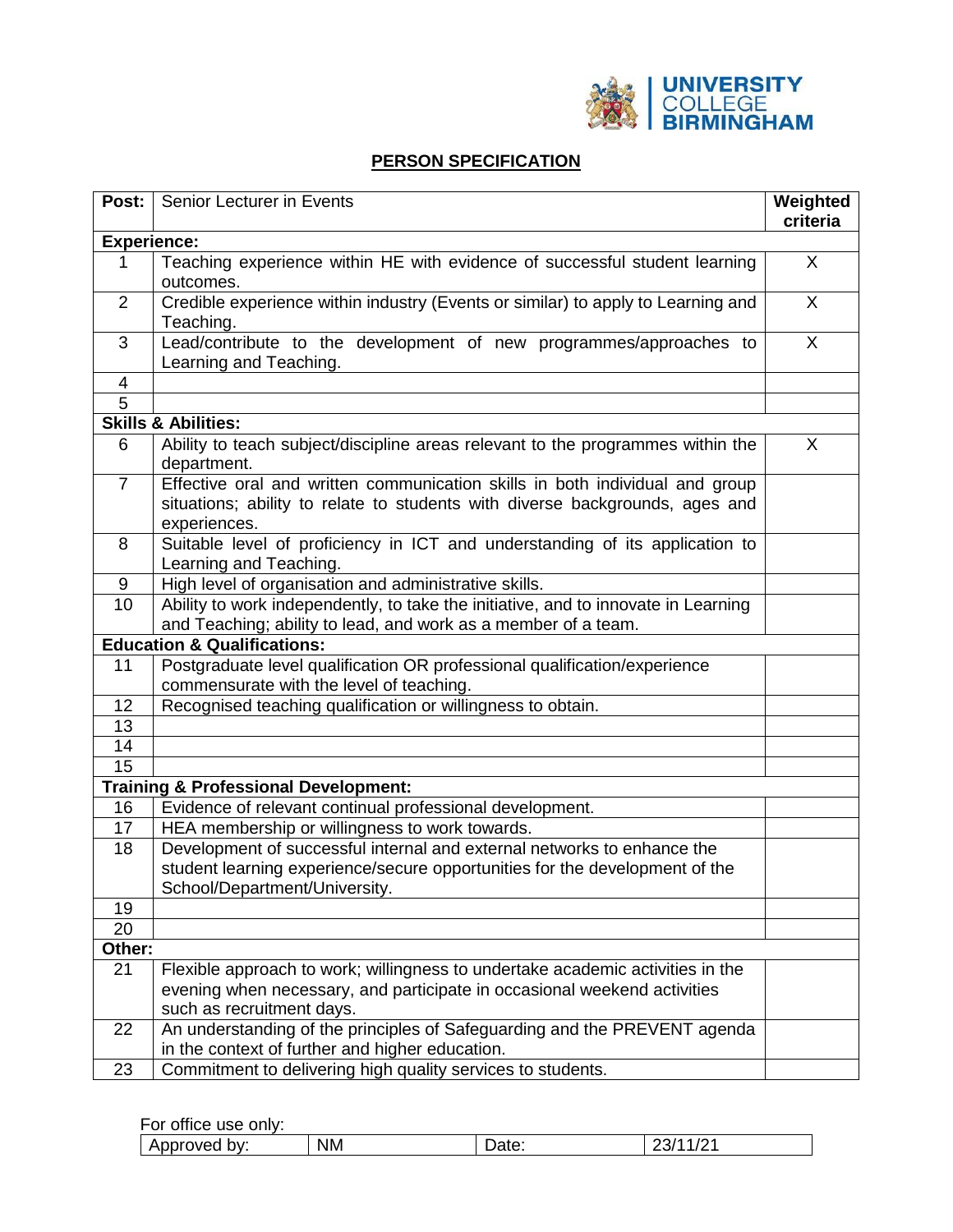UNIVERSITY COLLEGE BIRMINGHAM

# PERSON SPECIFICATION

| **Post:** | Senior Lecturer in Events | **Weighted criteria** |
|---|---|---|
| **Experience:** | | |
| 1 | Teaching experience within HE with evidence of successful student learning outcomes. | X |
| 2 | Credible experience within industry (Events or similar) to apply to Learning and Teaching. | X |
| 3 | Lead/contribute to the development of new programmes/approaches to Learning and Teaching. | X |
| 4 | | |
| 5 | | |
| **Skills & Abilities:** | | |
| 6 | Ability to teach subject/discipline areas relevant to the programmes within the department. | X |
| 7 | Effective oral and written communication skills in both individual and group situations; ability to relate to students with diverse backgrounds, ages and experiences. | |
| 8 | Suitable level of proficiency in ICT and understanding of its application to Learning and Teaching. | |
| 9 | High level of organisation and administrative skills. | |
| 10 | Ability to work independently, to take the initiative, and to innovate in Learning and Teaching; ability to lead, and work as a member of a team. | |
| **Education & Qualifications:** | | |
| 11 | Postgraduate level qualification OR professional qualification/experience commensurate with the level of teaching. | |
| 12 | Recognised teaching qualification or willingness to obtain. | |
| 13 | | |
| 14 | | |
| 15 | | |
| **Training & Professional Development:** | | |
| 16 | Evidence of relevant continual professional development. | |
| 17 | HEA membership or willingness to work towards. | |
| 18 | Development of successful internal and external networks to enhance the student learning experience/secure opportunities for the development of the School/Department/University. | |
| 19 | | |
| 20 | | |
| **Other:** | | |
| 21 | Flexible approach to work; willingness to undertake academic activities in the evening when necessary, and participate in occasional weekend activities such as recruitment days. | |
| 22 | An understanding of the principles of Safeguarding and the PREVENT agenda in the context of further and higher education. | |
| 23 | Commitment to delivering high quality services to students. | |

For office use only:

| Approved by: | NM | Date: | 23/11/21 |
|---|---|---|---|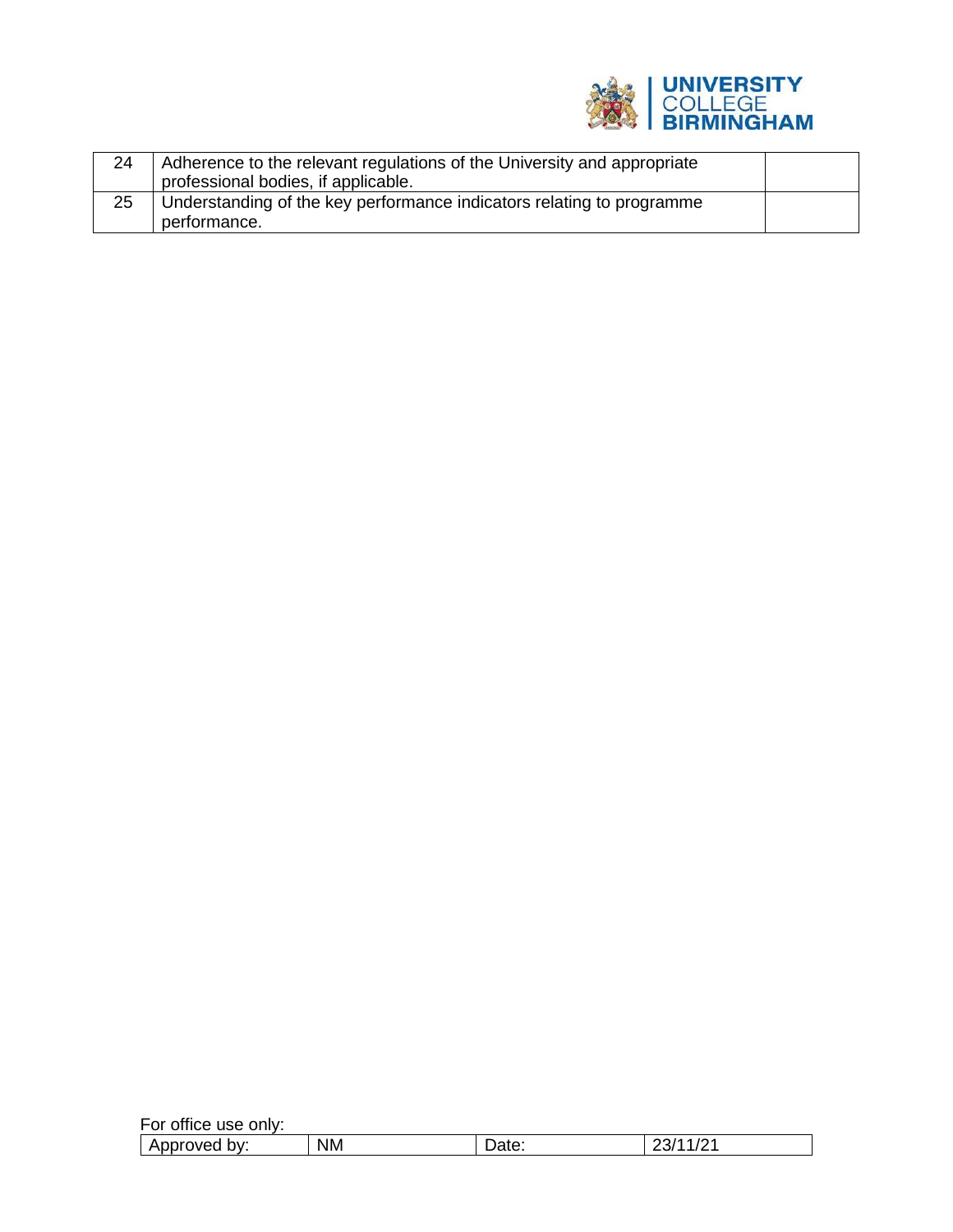| | | |
|---|---|---|
| 24 | Adherence to the relevant regulations of the University and appropriate professional bodies, if applicable. | |
| 25 | Understanding of the key performance indicators relating to programme performance. | |

For office use only:

| | | | |
|---|---|---|---|
| Approved by: | NM | Date: | 23/11/21 |